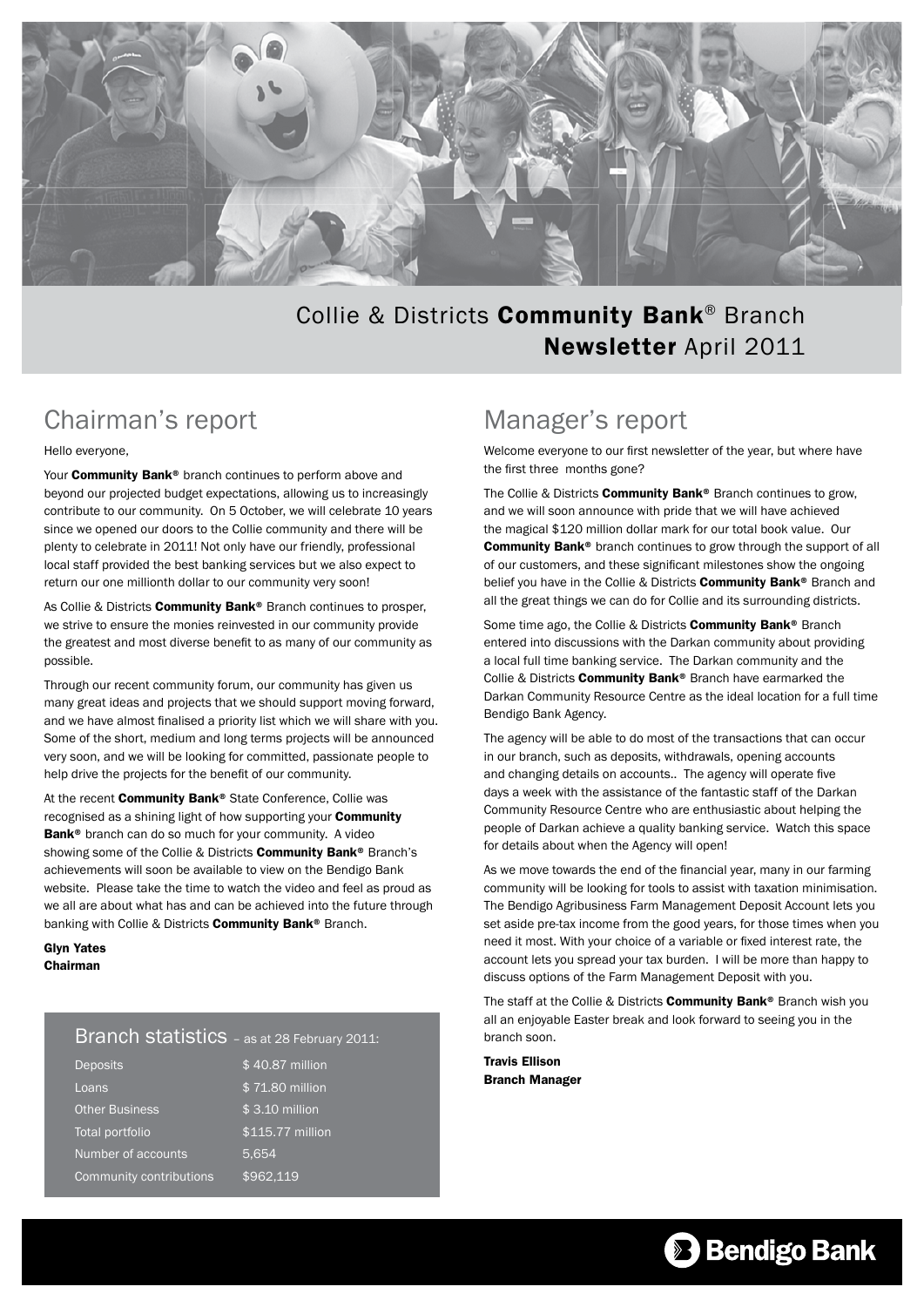# Collie & Districts **Community Bank**® Branch **Newsletter** April 2011

## Chairman's report

Hello everyone,

Your **Community Bank®** branch continues to perform above and beyond our projected budget expectations, allowing us to increasingly contribute to our community. On 5 October, we will celebrate 10 years since we opened our doors to the Collie community and there will be plenty to celebrate in 2011! Not only have our friendly, professional local staff provided the best banking services but we also expect to return our one millionth dollar to our community very soon!

As Collie & Districts **Community Bank®** Branch continues to prosper, we strive to ensure the monies reinvested in our community provide the greatest and most diverse benefit to as many of our community as possible.

Through our recent community forum, our community has given us many great ideas and projects that we should support moving forward, and we have almost finalised a priority list which we will share with you. Some of the short, medium and long terms projects will be announced very soon, and we will be looking for committed, passionate people to help drive the projects for the benefit of our community.

At the recent **Community Bank®** State Conference, Collie was recognised as a shining light of how supporting your **Community Bank®** branch can do so much for your community. A video showing some of the Collie & Districts **Community Bank®** Branch's achievements will soon be available to view on the Bendigo Bank website. Please take the time to watch the video and feel as proud as we all are about what has and can be achieved into the future through banking with Collie & Districts **Community Bank®** Branch.

**Glyn Yates**
**Chairman**

### Branch statistics – as at 28 February 2011:

| | |
|---|---|
| Deposits | $ 40.87 million |
| Loans | $ 71.80 million |
| Other Business | $ 3.10 million |
| Total portfolio | $115.77 million |
| Number of accounts | 5,654 |
| Community contributions | $962,119 |

## Manager's report

Welcome everyone to our first newsletter of the year, but where have the first three months gone?

The Collie & Districts **Community Bank®** Branch continues to grow, and we will soon announce with pride that we will have achieved the magical $120 million dollar mark for our total book value. Our **Community Bank®** branch continues to grow through the support of all of our customers, and these significant milestones show the ongoing belief you have in the Collie & Districts **Community Bank®** Branch and all the great things we can do for Collie and its surrounding districts.

Some time ago, the Collie & Districts **Community Bank®** Branch entered into discussions with the Darkan community about providing a local full time banking service. The Darkan community and the Collie & Districts **Community Bank®** Branch have earmarked the Darkan Community Resource Centre as the ideal location for a full time Bendigo Bank Agency.

The agency will be able to do most of the transactions that can occur in our branch, such as deposits, withdrawals, opening accounts and changing details on accounts.. The agency will operate five days a week with the assistance of the fantastic staff of the Darkan Community Resource Centre who are enthusiastic about helping the people of Darkan achieve a quality banking service. Watch this space for details about when the Agency will open!

As we move towards the end of the financial year, many in our farming community will be looking for tools to assist with taxation minimisation. The Bendigo Agribusiness Farm Management Deposit Account lets you set aside pre-tax income from the good years, for those times when you need it most. With your choice of a variable or fixed interest rate, the account lets you spread your tax burden. I will be more than happy to discuss options of the Farm Management Deposit with you.

The staff at the Collie & Districts **Community Bank®** Branch wish you all an enjoyable Easter break and look forward to seeing you in the branch soon.

**Travis Ellison**
**Branch Manager**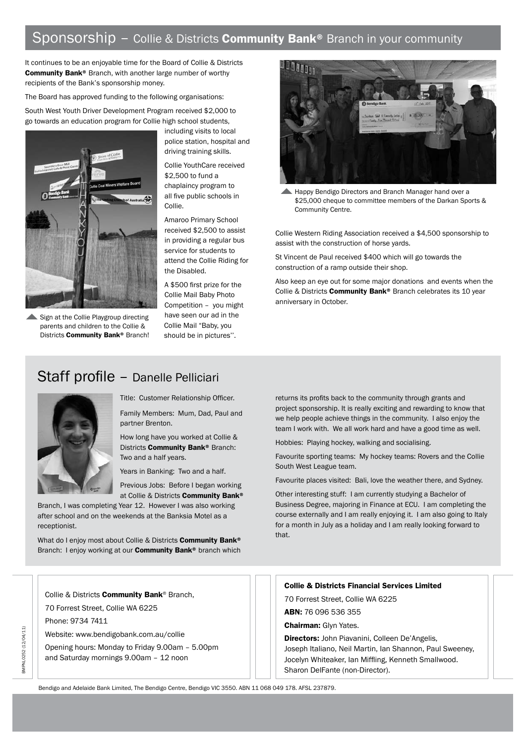## Sponsorship – Collie & Districts **Community Bank®** Branch in your community

It continues to be an enjoyable time for the Board of Collie & Districts **Community Bank®** Branch, with another large number of worthy recipients of the Bank's sponsorship money.

The Board has approved funding to the following organisations:

South West Youth Driver Development Program received $2,000 to go towards an education program for Collie high school students, including visits to local police station, hospital and driving training skills.

Collie YouthCare received $2,500 to fund a chaplaincy program to all five public schools in Collie.

Amaroo Primary School received $2,500 to assist in providing a regular bus service for students to attend the Collie Riding for the Disabled.

A $500 first prize for the Collie Mail Baby Photo Competition – you might have seen our ad in the Collie Mail "Baby, you should be in pictures".

Sign at the Collie Playgroup directing parents and children to the Collie & Districts **Community Bank®** Branch!

Happy Bendigo Directors and Branch Manager hand over a $25,000 cheque to committee members of the Darkan Sports & Community Centre.

Collie Western Riding Association received a $4,500 sponsorship to assist with the construction of horse yards.

St Vincent de Paul received $400 which will go towards the construction of a ramp outside their shop.

Also keep an eye out for some major donations and events when the Collie & Districts **Community Bank®** Branch celebrates its 10 year anniversary in October.

## Staff profile – Danelle Pelliciari

Title: Customer Relationship Officer.

Family Members: Mum, Dad, Paul and partner Brenton.

How long have you worked at Collie & Districts **Community Bank®** Branch: Two and a half years.

Years in Banking: Two and a half.

Previous Jobs: Before I began working at Collie & Districts **Community Bank®** Branch, I was completing Year 12. However I was also working after school and on the weekends at the Banksia Motel as a receptionist.

What do I enjoy most about Collie & Districts **Community Bank®** Branch: I enjoy working at our **Community Bank®** branch which returns its profits back to the community through grants and project sponsorship. It is really exciting and rewarding to know that we help people achieve things in the community. I also enjoy the team I work with. We all work hard and have a good time as well.

Hobbies: Playing hockey, walking and socialising.

Favourite sporting teams: My hockey teams: Rovers and the Collie South West League team.

Favourite places visited: Bali, love the weather there, and Sydney.

Other interesting stuff: I am currently studying a Bachelor of Business Degree, majoring in Finance at ECU. I am completing the course externally and I am really enjoying it. I am also going to Italy for a month in July as a holiday and I am really looking forward to that.

Collie & Districts **Community Bank®** Branch,
70 Forrest Street, Collie WA 6225
Phone: 9734 7411
Website: www.bendigobank.com.au/collie
Opening hours: Monday to Friday 9.00am – 5.00pm and Saturday mornings 9.00am – 12 noon

**Collie & Districts Financial Services Limited**
70 Forrest Street, Collie WA 6225
**ABN:** 76 096 536 355
**Chairman:** Glyn Yates.
**Directors:** John Piavanini, Colleen De'Angelis, Joseph Italiano, Neil Martin, Ian Shannon, Paul Sweeney, Jocelyn Whiteaker, Ian Miffling, Kenneth Smallwood. Sharon DelFante (non-Director).

BMPNL0252 (12/04/11)

Bendigo and Adelaide Bank Limited, The Bendigo Centre, Bendigo VIC 3550. ABN 11 068 049 178. AFSL 237879.